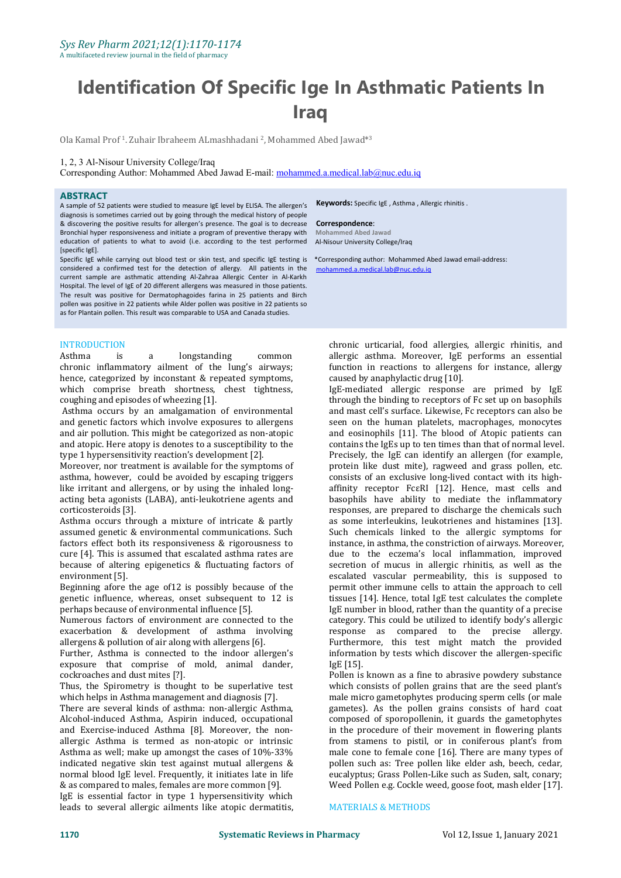# Identification Of Specific Ige In Asthmatic Patients In Iraq

Ola Kamal Prof [1]. Zuhair Ibraheem ALmashhadani [2], Mohammed Abed Jawad*[3]

1, 2, 3 Al-Nisour University College/Iraq
Corresponding Author: Mohammed Abed Jawad E-mail: mohammed.a.medical.lab@nuc.edu.iq

## ABSTRACT

A sample of 52 patients were studied to measure IgE level by ELISA. The allergen's diagnosis is sometimes carried out by going through the medical history of people & discovering the positive results for allergen's presence. The goal is to decrease Bronchial hyper responsiveness and initiate a program of preventive therapy with education of patients to what to avoid (i.e. according to the test performed [specific IgE].

Specific IgE while carrying out blood test or skin test, and specific IgE testing is considered a confirmed test for the detection of allergy. All patients in the current sample are asthmatic attending Al-Zahraa Allergic Center in Al-Karkh Hospital. The level of IgE of 20 different allergens was measured in those patients. The result was positive for Dermatophagoides farina in 25 patients and Birch pollen was positive in 22 patients while Alder pollen was positive in 22 patients so as for Plantain pollen. This result was comparable to USA and Canada studies.

**Keywords:** Specific IgE , Asthma , Allergic rhinitis .

**Correspondence**:
Mohammed Abed Jawad
Al-Nisour University College/Iraq

*Corresponding author: Mohammed Abed Jawad email-address: mohammed.a.medical.lab@nuc.edu.iq

## INTRODUCTION

Asthma is a longstanding common chronic inflammatory ailment of the lung's airways; hence, categorized by inconstant & repeated symptoms, which comprise breath shortness, chest tightness, coughing and episodes of wheezing [1].

Asthma occurs by an amalgamation of environmental and genetic factors which involve exposures to allergens and air pollution. This might be categorized as non-atopic and atopic. Here atopy is denotes to a susceptibility to the type 1 hypersensitivity reaction's development [2].

Moreover, nor treatment is available for the symptoms of asthma, however, could be avoided by escaping triggers like irritant and allergens, or by using the inhaled long-acting beta agonists (LABA), anti-leukotriene agents and corticosteroids [3].

Asthma occurs through a mixture of intricate & partly assumed genetic & environmental communications. Such factors effect both its responsiveness & rigorousness to cure [4]. This is assumed that escalated asthma rates are because of altering epigenetics & fluctuating factors of environment [5].

Beginning afore the age of12 is possibly because of the genetic influence, whereas, onset subsequent to 12 is perhaps because of environmental influence [5].

Numerous factors of environment are connected to the exacerbation & development of asthma involving allergens & pollution of air along with allergens [6].

Further, Asthma is connected to the indoor allergen's exposure that comprise of mold, animal dander, cockroaches and dust mites [?].

Thus, the Spirometry is thought to be superlative test which helps in Asthma management and diagnosis [7].

There are several kinds of asthma: non-allergic Asthma, Alcohol-induced Asthma, Aspirin induced, occupational and Exercise-induced Asthma [8]. Moreover, the non-allergic Asthma is termed as non-atopic or intrinsic Asthma as well; make up amongst the cases of 10%-33% indicated negative skin test against mutual allergens & normal blood IgE level. Frequently, it initiates late in life & as compared to males, females are more common [9].

IgE is essential factor in type 1 hypersensitivity which leads to several allergic ailments like atopic dermatitis, chronic urticarial, food allergies, allergic rhinitis, and allergic asthma. Moreover, IgE performs an essential function in reactions to allergens for instance, allergy caused by anaphylactic drug [10].

IgE-mediated allergic response are primed by IgE through the binding to receptors of Fc set up on basophils and mast cell's surface. Likewise, Fc receptors can also be seen on the human platelets, macrophages, monocytes and eosinophils [11]. The blood of Atopic patients can contains the IgEs up to ten times than that of normal level. Precisely, the IgE can identify an allergen (for example, protein like dust mite), ragweed and grass pollen, etc. consists of an exclusive long-lived contact with its high-affinity receptor FcεRI [12]. Hence, mast cells and basophils have ability to mediate the inflammatory responses, are prepared to discharge the chemicals such as some interleukins, leukotrienes and histamines [13]. Such chemicals linked to the allergic symptoms for instance, in asthma, the constriction of airways. Moreover, due to the eczema's local inflammation, improved secretion of mucus in allergic rhinitis, as well as the escalated vascular permeability, this is supposed to permit other immune cells to attain the approach to cell tissues [14]. Hence, total IgE test calculates the complete IgE number in blood, rather than the quantity of a precise category. This could be utilized to identify body's allergic response as compared to the precise allergy. Furthermore, this test might match the provided information by tests which discover the allergen-specific IgE [15].

Pollen is known as a fine to abrasive powdery substance which consists of pollen grains that are the seed plant's male micro gametophytes producing sperm cells (or male gametes). As the pollen grains consists of hard coat composed of sporopollenin, it guards the gametophytes in the procedure of their movement in flowering plants from stamens to pistil, or in coniferous plant's from male cone to female cone [16]. There are many types of pollen such as: Tree pollen like elder ash, beech, cedar, eucalyptus; Grass Pollen-Like such as Suden, salt, conary; Weed Pollen e.g. Cockle weed, goose foot, mash elder [17].

## MATERIALS & METHODS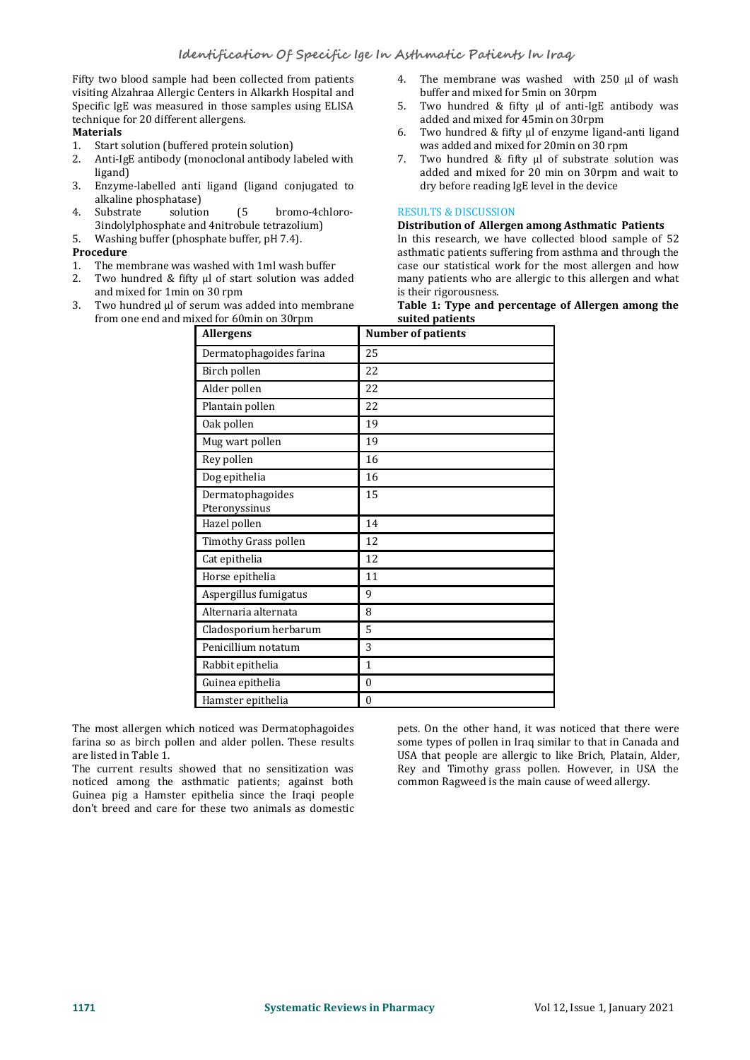Fifty two blood sample had been collected from patients visiting Alzahraa Allergic Centers in Alkarkh Hospital and Specific IgE was measured in those samples using ELISA technique for 20 different allergens.

**Materials**

1. Start solution (buffered protein solution)
2. Anti-IgE antibody (monoclonal antibody labeled with ligand)
3. Enzyme-labelled anti ligand (ligand conjugated to alkaline phosphatase)
4. Substrate solution (5 bromo-4chloro-3indolylphosphate and 4nitrobule tetrazolium)
5. Washing buffer (phosphate buffer, pH 7.4).

**Procedure**

1. The membrane was washed with 1ml wash buffer
2. Two hundred & fifty µl of start solution was added and mixed for 1min on 30 rpm
3. Two hundred µl of serum was added into membrane from one end and mixed for 60min on 30rpm
4. The membrane was washed with 250 µl of wash buffer and mixed for 5min on 30rpm
5. Two hundred & fifty µl of anti-IgE antibody was added and mixed for 45min on 30rpm
6. Two hundred & fifty µl of enzyme ligand-anti ligand was added and mixed for 20min on 30 rpm
7. Two hundred & fifty µl of substrate solution was added and mixed for 20 min on 30rpm and wait to dry before reading IgE level in the device

## RESULTS & DISCUSSION

### Distribution of Allergen among Asthmatic Patients

In this research, we have collected blood sample of 52 asthmatic patients suffering from asthma and through the case our statistical work for the most allergen and how many patients who are allergic to this allergen and what is their rigorousness.

**Table 1: Type and percentage of Allergen among the suited patients**

| Allergens | Number of patients |
|---|---|
| Dermatophagoides farina | 25 |
| Birch pollen | 22 |
| Alder pollen | 22 |
| Plantain pollen | 22 |
| Oak pollen | 19 |
| Mug wart pollen | 19 |
| Rey pollen | 16 |
| Dog epithelia | 16 |
| Dermatophagoides Pteronyssinus | 15 |
| Hazel pollen | 14 |
| Timothy Grass pollen | 12 |
| Cat epithelia | 12 |
| Horse epithelia | 11 |
| Aspergillus fumigatus | 9 |
| Alternaria alternata | 8 |
| Cladosporium herbarum | 5 |
| Penicillium notatum | 3 |
| Rabbit epithelia | 1 |
| Guinea epithelia | 0 |
| Hamster epithelia | 0 |

The most allergen which noticed was Dermatophagoides farina so as birch pollen and alder pollen. These results are listed in Table 1.

The current results showed that no sensitization was noticed among the asthmatic patients; against both Guinea pig a Hamster epithelia since the Iraqi people don't breed and care for these two animals as domestic pets. On the other hand, it was noticed that there were some types of pollen in Iraq similar to that in Canada and USA that people are allergic to like Brich, Platain, Alder, Rey and Timothy grass pollen. However, in USA the common Ragweed is the main cause of weed allergy.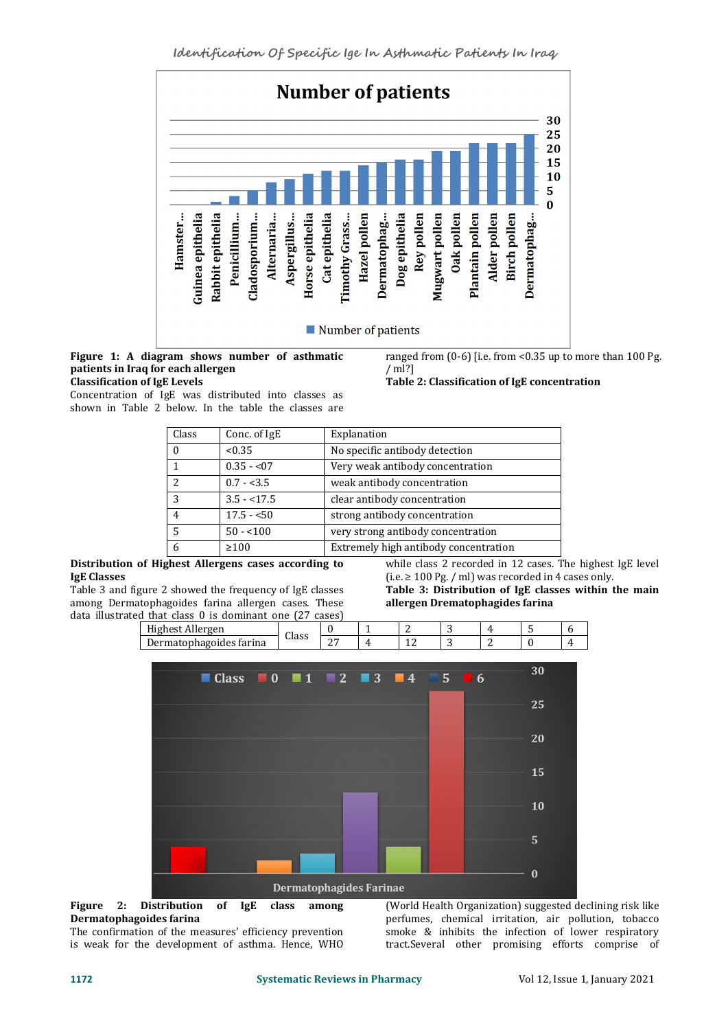**Figure 1: A diagram shows number of asthmatic patients in Iraq for each allergen**

**Classification of IgE Levels**

Concentration of IgE was distributed into classes as shown in Table 2 below. In the table the classes are ranged from (0-6) [i.e. from <0.35 up to more than 100 Pg. / ml?]

**Table 2: Classification of IgE concentration**

| Class | Conc. of IgE | Explanation |
|---|---|---|
| 0 | <0.35 | No specific antibody detection |
| 1 | 0.35 - <07 | Very weak antibody concentration |
| 2 | 0.7 - <3.5 | weak antibody concentration |
| 3 | 3.5 - <17.5 | clear antibody concentration |
| 4 | 17.5 - <50 | strong antibody concentration |
| 5 | 50 - <100 | very strong antibody concentration |
| 6 | ≥100 | Extremely high antibody concentration |

**Distribution of Highest Allergens cases according to IgE Classes**

Table 3 and figure 2 showed the frequency of IgE classes among Dermatophagoides farina allergen cases. These data illustrated that class 0 is dominant one (27 cases) while class 2 recorded in 12 cases. The highest IgE level (i.e. ≥ 100 Pg. / ml) was recorded in 4 cases only.

**Table 3: Distribution of IgE classes within the main allergen Drematophagoides farina**

| Highest Allergen | Class | 0 | 1 | 2 | 3 | 4 | 5 | 6 |
|---|---|---|---|---|---|---|---|---|
| Dermatophagoides farina | | 27 | 4 | 12 | 3 | 2 | 0 | 4 |

**Figure 2: Distribution of IgE class among Dermatophagoides farina**

The confirmation of the measures' efficiency prevention is weak for the development of asthma. Hence, WHO (World Health Organization) suggested declining risk like perfumes, chemical irritation, air pollution, tobacco smoke & inhibits the infection of lower respiratory tract.Several other promising efforts comprise of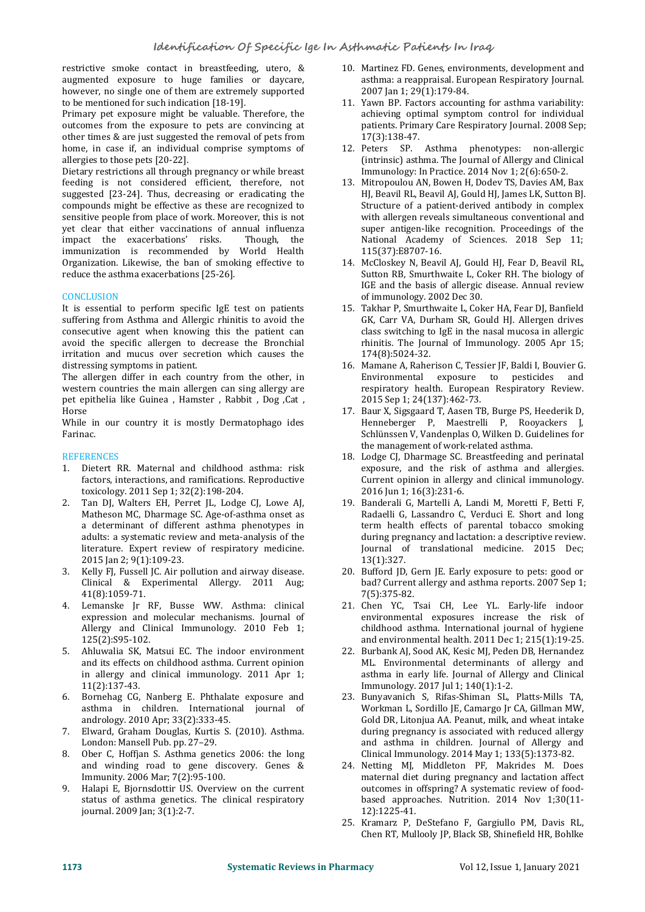restrictive smoke contact in breastfeeding, utero, & augmented exposure to huge families or daycare, however, no single one of them are extremely supported to be mentioned for such indication [18-19].

Primary pet exposure might be valuable. Therefore, the outcomes from the exposure to pets are convincing at other times & are just suggested the removal of pets from home, in case if, an individual comprise symptoms of allergies to those pets [20-22].

Dietary restrictions all through pregnancy or while breast feeding is not considered efficient, therefore, not suggested [23-24]. Thus, decreasing or eradicating the compounds might be effective as these are recognized to sensitive people from place of work. Moreover, this is not yet clear that either vaccinations of annual influenza impact the exacerbations' risks. Though, the immunization is recommended by World Health Organization. Likewise, the ban of smoking effective to reduce the asthma exacerbations [25-26].

## CONCLUSION

It is essential to perform specific IgE test on patients suffering from Asthma and Allergic rhinitis to avoid the consecutive agent when knowing this the patient can avoid the specific allergen to decrease the Bronchial irritation and mucus over secretion which causes the distressing symptoms in patient.

The allergen differ in each country from the other, in western countries the main allergen can sing allergy are pet epithelia like Guinea , Hamster , Rabbit , Dog ,Cat , Horse

While in our country it is mostly Dermatophago ides Farinac.

## REFERENCES

1. Dietert RR. Maternal and childhood asthma: risk factors, interactions, and ramifications. Reproductive toxicology. 2011 Sep 1; 32(2):198-204.
2. Tan DJ, Walters EH, Perret JL, Lodge CJ, Lowe AJ, Matheson MC, Dharmage SC. Age-of-asthma onset as a determinant of different asthma phenotypes in adults: a systematic review and meta-analysis of the literature. Expert review of respiratory medicine. 2015 Jan 2; 9(1):109-23.
3. Kelly FJ, Fussell JC. Air pollution and airway disease. Clinical & Experimental Allergy. 2011 Aug; 41(8):1059-71.
4. Lemanske Jr RF, Busse WW. Asthma: clinical expression and molecular mechanisms. Journal of Allergy and Clinical Immunology. 2010 Feb 1; 125(2):S95-102.
5. Ahluwalia SK, Matsui EC. The indoor environment and its effects on childhood asthma. Current opinion in allergy and clinical immunology. 2011 Apr 1; 11(2):137-43.
6. Bornehag CG, Nanberg E. Phthalate exposure and asthma in children. International journal of andrology. 2010 Apr; 33(2):333-45.
7. Elward, Graham Douglas, Kurtis S. (2010). Asthma. London: Mansell Pub. pp. 27–29.
8. Ober C, Hoffjan S. Asthma genetics 2006: the long and winding road to gene discovery. Genes & Immunity. 2006 Mar; 7(2):95-100.
9. Halapi E, Bjornsdottir US. Overview on the current status of asthma genetics. The clinical respiratory journal. 2009 Jan; 3(1):2-7.
10. Martinez FD. Genes, environments, development and asthma: a reappraisal. European Respiratory Journal. 2007 Jan 1; 29(1):179-84.
11. Yawn BP. Factors accounting for asthma variability: achieving optimal symptom control for individual patients. Primary Care Respiratory Journal. 2008 Sep; 17(3):138-47.
12. Peters SP. Asthma phenotypes: non-allergic (intrinsic) asthma. The Journal of Allergy and Clinical Immunology: In Practice. 2014 Nov 1; 2(6):650-2.
13. Mitropoulou AN, Bowen H, Dodev TS, Davies AM, Bax HJ, Beavil RL, Beavil AJ, Gould HJ, James LK, Sutton BJ. Structure of a patient-derived antibody in complex with allergen reveals simultaneous conventional and super antigen-like recognition. Proceedings of the National Academy of Sciences. 2018 Sep 11; 115(37):E8707-16.
14. McCloskey N, Beavil AJ, Gould HJ, Fear D, Beavil RL, Sutton RB, Smurthwaite L, Coker RH. The biology of IGE and the basis of allergic disease. Annual review of immunology. 2002 Dec 30.
15. Takhar P, Smurthwaite L, Coker HA, Fear DJ, Banfield GK, Carr VA, Durham SR, Gould HJ. Allergen drives class switching to IgE in the nasal mucosa in allergic rhinitis. The Journal of Immunology. 2005 Apr 15; 174(8):5024-32.
16. Mamane A, Raherison C, Tessier JF, Baldi I, Bouvier G. Environmental exposure to pesticides and respiratory health. European Respiratory Review. 2015 Sep 1; 24(137):462-73.
17. Baur X, Sigsgaard T, Aasen TB, Burge PS, Heederik D, Henneberger P, Maestrelli P, Rooyackers J, Schlünssen V, Vandenplas O, Wilken D. Guidelines for the management of work-related asthma.
18. Lodge CJ, Dharmage SC. Breastfeeding and perinatal exposure, and the risk of asthma and allergies. Current opinion in allergy and clinical immunology. 2016 Jun 1; 16(3):231-6.
19. Banderali G, Martelli A, Landi M, Moretti F, Betti F, Radaelli G, Lassandro C, Verduci E. Short and long term health effects of parental tobacco smoking during pregnancy and lactation: a descriptive review. Journal of translational medicine. 2015 Dec; 13(1):327.
20. Bufford JD, Gern JE. Early exposure to pets: good or bad? Current allergy and asthma reports. 2007 Sep 1; 7(5):375-82.
21. Chen YC, Tsai CH, Lee YL. Early-life indoor environmental exposures increase the risk of childhood asthma. International journal of hygiene and environmental health. 2011 Dec 1; 215(1):19-25.
22. Burbank AJ, Sood AK, Kesic MJ, Peden DB, Hernandez ML. Environmental determinants of allergy and asthma in early life. Journal of Allergy and Clinical Immunology. 2017 Jul 1; 140(1):1-2.
23. Bunyavanich S, Rifas-Shiman SL, Platts-Mills TA, Workman L, Sordillo JE, Camargo Jr CA, Gillman MW, Gold DR, Litonjua AA. Peanut, milk, and wheat intake during pregnancy is associated with reduced allergy and asthma in children. Journal of Allergy and Clinical Immunology. 2014 May 1; 133(5):1373-82.
24. Netting MJ, Middleton PF, Makrides M. Does maternal diet during pregnancy and lactation affect outcomes in offspring? A systematic review of food-based approaches. Nutrition. 2014 Nov 1;30(11-12):1225-41.
25. Kramarz P, DeStefano F, Gargiullo PM, Davis RL, Chen RT, Mullooly JP, Black SB, Shinefield HR, Bohlke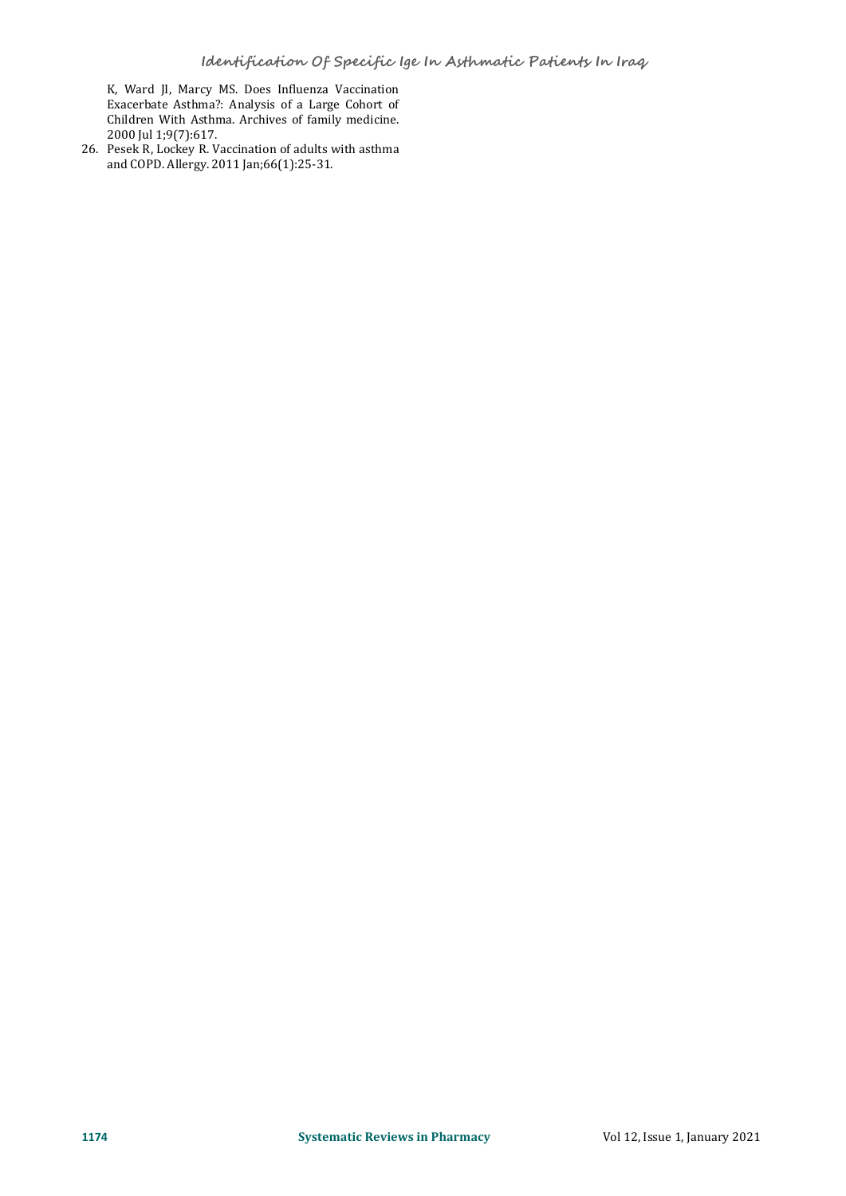K, Ward JI, Marcy MS. Does Influenza Vaccination Exacerbate Asthma?: Analysis of a Large Cohort of Children With Asthma. Archives of family medicine. 2000 Jul 1;9(7):617.

26. Pesek R, Lockey R. Vaccination of adults with asthma and COPD. Allergy. 2011 Jan;66(1):25-31.